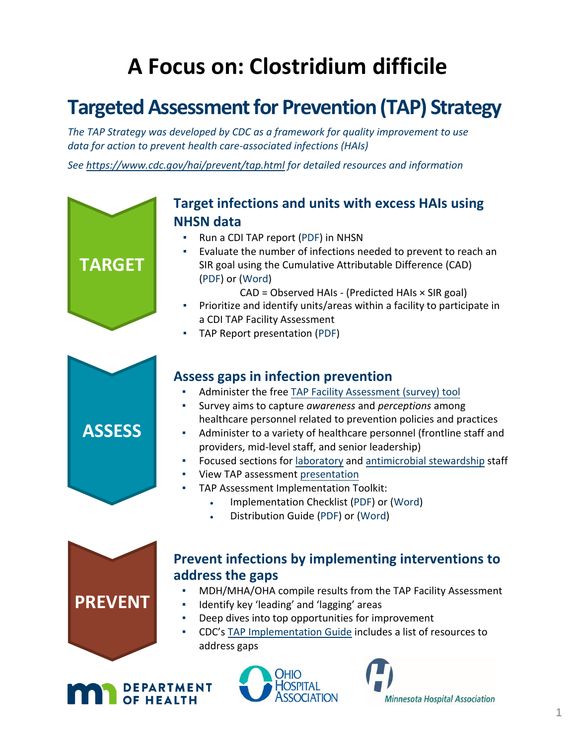# A Focus on: Clostridium difficile

## Targeted Assessment for Prevention (TAP) Strategy

*The TAP Strategy was developed by CDC as a framework for quality improvement to use data for action to prevent health care-associated infections (HAIs)*

*See https://www.cdc.gov/hai/prevent/tap.html for detailed resources and information*

**TARGET**

### Target infections and units with excess HAIs using NHSN data

- Run a CDI TAP report (PDF) in NHSN
- Evaluate the number of infections needed to prevent to reach an SIR goal using the Cumulative Attributable Difference (CAD) (PDF) or (Word)

  CAD = Observed HAIs - (Predicted HAIs × SIR goal)
- Prioritize and identify units/areas within a facility to participate in a CDI TAP Facility Assessment
- TAP Report presentation (PDF)

**ASSESS**

### Assess gaps in infection prevention

- Administer the free TAP Facility Assessment (survey) tool
- Survey aims to capture *awareness* and *perceptions* among healthcare personnel related to prevention policies and practices
- Administer to a variety of healthcare personnel (frontline staff and providers, mid-level staff, and senior leadership)
- Focused sections for laboratory and antimicrobial stewardship staff
- View TAP assessment presentation
- TAP Assessment Implementation Toolkit:
  - Implementation Checklist (PDF) or (Word)
  - Distribution Guide (PDF) or (Word)

**PREVENT**

### Prevent infections by implementing interventions to address the gaps

- MDH/MHA/OHA compile results from the TAP Facility Assessment
- Identify key 'leading' and 'lagging' areas
- Deep dives into top opportunities for improvement
- CDC's TAP Implementation Guide includes a list of resources to address gaps

DEPARTMENT OF HEALTH

OHIO HOSPITAL ASSOCIATION

Minnesota Hospital Association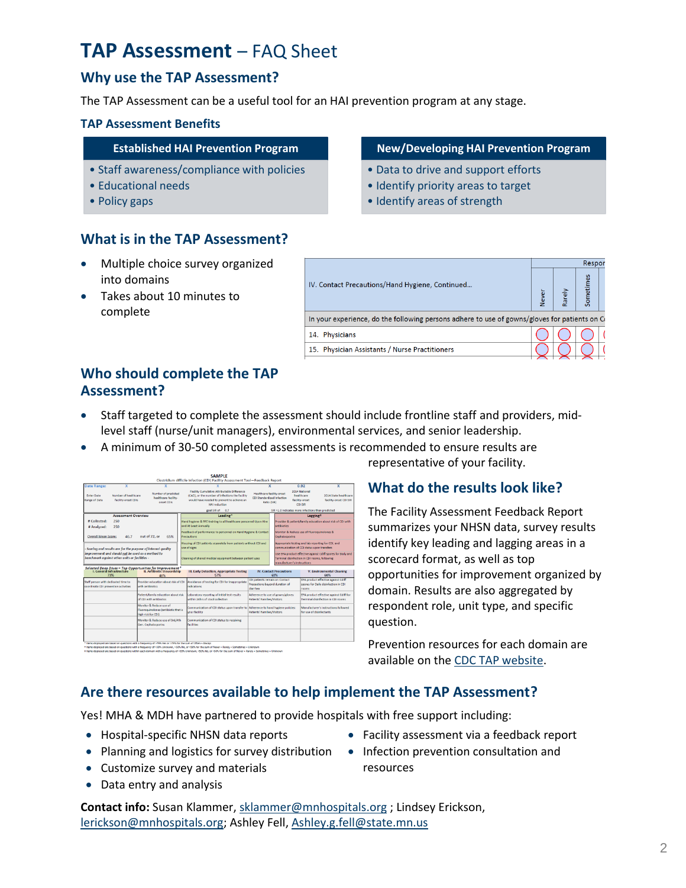# TAP Assessment – FAQ Sheet

## Why use the TAP Assessment?

The TAP Assessment can be a useful tool for an HAI prevention program at any stage.

### TAP Assessment Benefits

| Established HAI Prevention Program | New/Developing HAI Prevention Program |
|---|---|
| • Staff awareness/compliance with policies<br>• Educational needs<br>• Policy gaps | • Data to drive and support efforts<br>• Identify priority areas to target<br>• Identify areas of strength |

## What is in the TAP Assessment?

- Multiple choice survey organized into domains
- Takes about 10 minutes to complete

## Who should complete the TAP Assessment?

- Staff targeted to complete the assessment should include frontline staff and providers, mid-level staff (nurse/unit managers), environmental services, and senior leadership.
- A minimum of 30-50 completed assessments is recommended to ensure results are representative of your facility.

## What do the results look like?

The Facility Assessment Feedback Report summarizes your NHSN data, survey results identify key leading and lagging areas in a scorecard format, as well as top opportunities for improvement organized by domain. Results are also aggregated by respondent role, unit type, and specific question.

Prevention resources for each domain are available on the CDC TAP website.

## Are there resources available to help implement the TAP Assessment?

Yes! MHA & MDH have partnered to provide hospitals with free support including:

- Hospital-specific NHSN data reports
- Planning and logistics for survey distribution
- Customize survey and materials
- Data entry and analysis
- Facility assessment via a feedback report
- Infection prevention consultation and resources

**Contact info:** Susan Klammer, sklammer@mnhospitals.org ; Lindsey Erickson, lerickson@mnhospitals.org; Ashley Fell, Ashley.g.fell@state.mn.us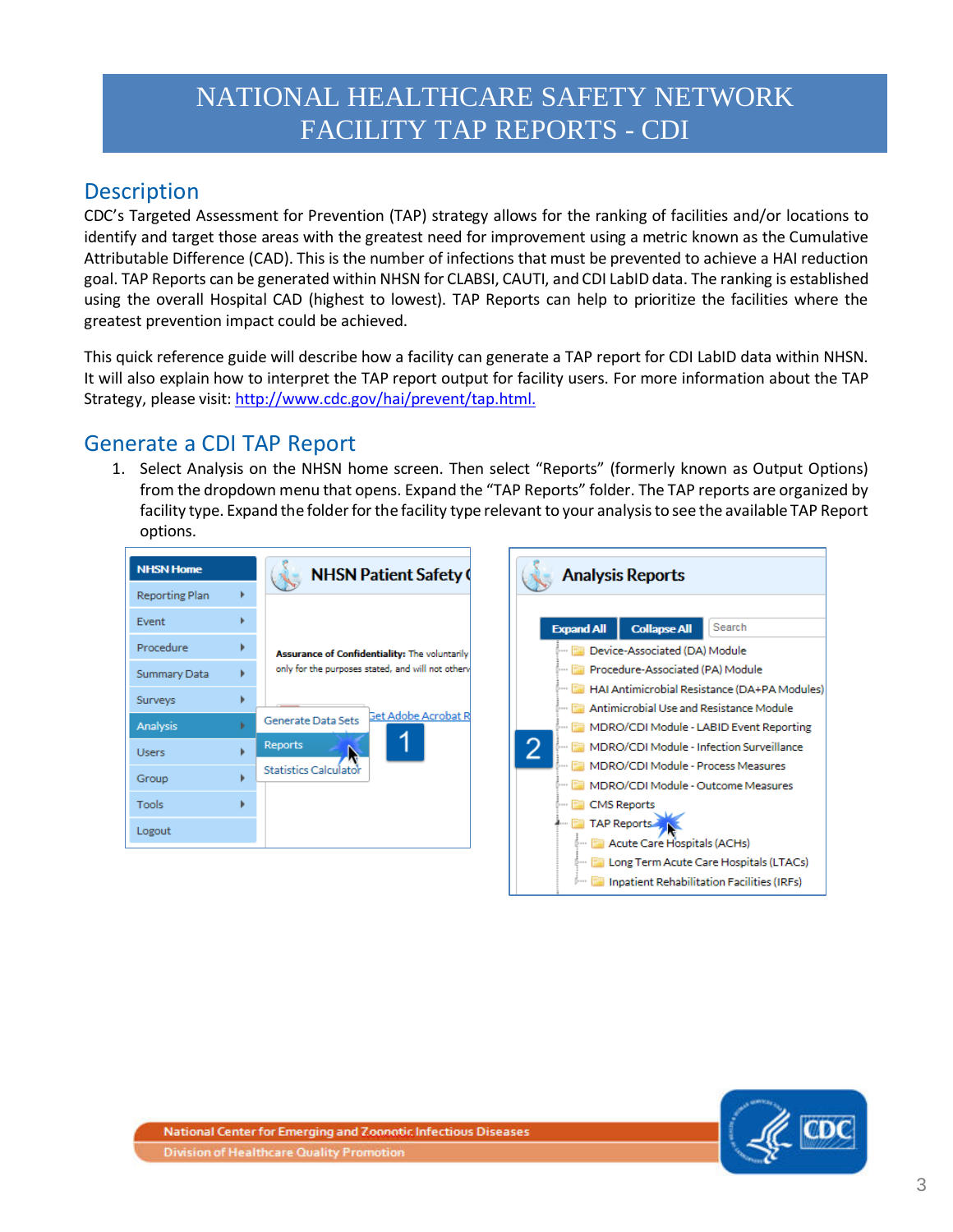# NATIONAL HEALTHCARE SAFETY NETWORK FACILITY TAP REPORTS - CDI

## Description

CDC's Targeted Assessment for Prevention (TAP) strategy allows for the ranking of facilities and/or locations to identify and target those areas with the greatest need for improvement using a metric known as the Cumulative Attributable Difference (CAD). This is the number of infections that must be prevented to achieve a HAI reduction goal. TAP Reports can be generated within NHSN for CLABSI, CAUTI, and CDI LabID data. The ranking is established using the overall Hospital CAD (highest to lowest). TAP Reports can help to prioritize the facilities where the greatest prevention impact could be achieved.

This quick reference guide will describe how a facility can generate a TAP report for CDI LabID data within NHSN. It will also explain how to interpret the TAP report output for facility users. For more information about the TAP Strategy, please visit: http://www.cdc.gov/hai/prevent/tap.html.

## Generate a CDI TAP Report

1. Select Analysis on the NHSN home screen. Then select "Reports" (formerly known as Output Options) from the dropdown menu that opens. Expand the "TAP Reports" folder. The TAP reports are organized by facility type. Expand the folder for the facility type relevant to your analysis to see the available TAP Report options.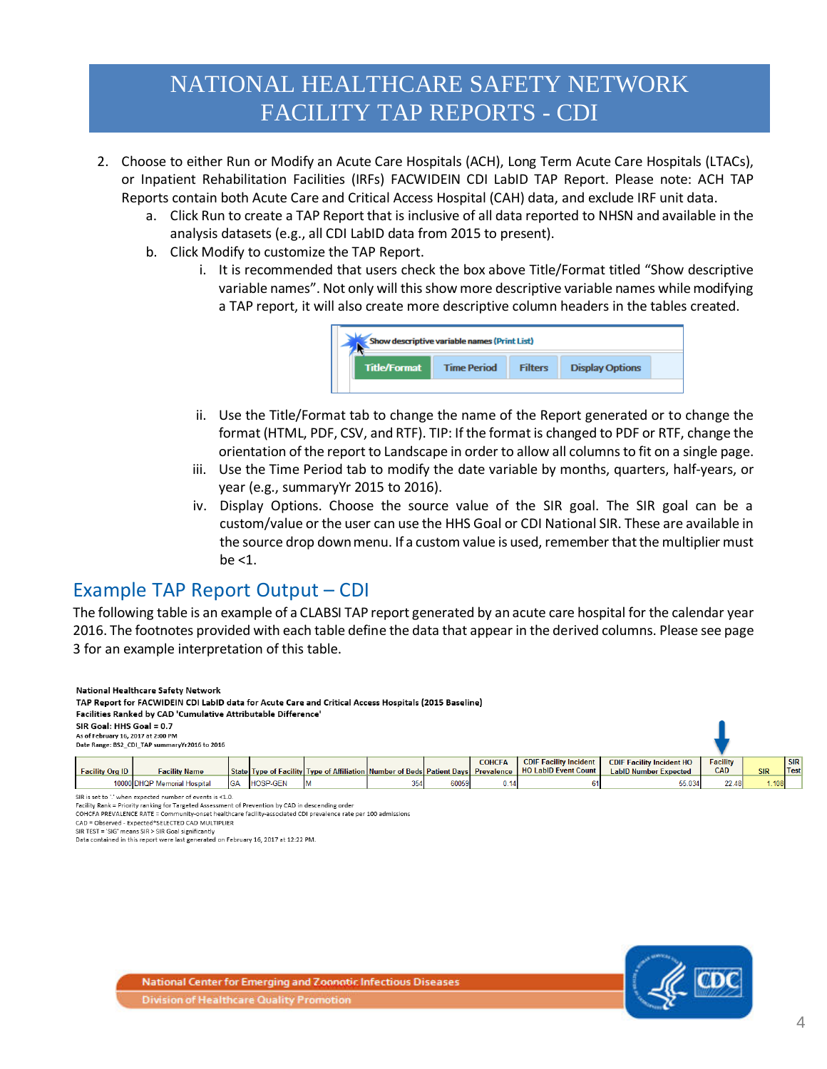# NATIONAL HEALTHCARE SAFETY NETWORK FACILITY TAP REPORTS - CDI

2. Choose to either Run or Modify an Acute Care Hospitals (ACH), Long Term Acute Care Hospitals (LTACs), or Inpatient Rehabilitation Facilities (IRFs) FACWIDEIN CDI LabID TAP Report. Please note: ACH TAP Reports contain both Acute Care and Critical Access Hospital (CAH) data, and exclude IRF unit data.
   a. Click Run to create a TAP Report that is inclusive of all data reported to NHSN and available in the analysis datasets (e.g., all CDI LabID data from 2015 to present).
   b. Click Modify to customize the TAP Report.
      i. It is recommended that users check the box above Title/Format titled "Show descriptive variable names". Not only will this show more descriptive variable names while modifying a TAP report, it will also create more descriptive column headers in the tables created.

      Show descriptive variable names (Print List)

      Title/Format | Time Period | Filters | Display Options

      ii. Use the Title/Format tab to change the name of the Report generated or to change the format (HTML, PDF, CSV, and RTF). TIP: If the format is changed to PDF or RTF, change the orientation of the report to Landscape in order to allow all columns to fit on a single page.
      iii. Use the Time Period tab to modify the date variable by months, quarters, half-years, or year (e.g., summaryYr 2015 to 2016).
      iv. Display Options. Choose the source value of the SIR goal. The SIR goal can be a custom/value or the user can use the HHS Goal or CDI National SIR. These are available in the source drop down menu. If a custom value is used, remember that the multiplier must be <1.

## Example TAP Report Output – CDI

The following table is an example of a CLABSI TAP report generated by an acute care hospital for the calendar year 2016. The footnotes provided with each table define the data that appear in the derived columns. Please see page 3 for an example interpretation of this table.

**National Healthcare Safety Network**
**TAP Report for FACWIDEIN CDI LabID data for Acute Care and Critical Access Hospitals (2015 Baseline)**
**Facilities Ranked by CAD 'Cumulative Attributable Difference'**
**SIR Goal: HHS Goal = 0.7**
As of February 16, 2017 at 2:00 PM
Date Range: BS2_CDI_TAP summaryYr2016 to 2016

| Facility Org ID | Facility Name | State | Type of Facility | Type of Affiliation | Number of Beds | Patient Days | COHCFA Prevalence | CDIF Facility Incident HO LabID Event Count | CDIF Facility Incident HO LabID Number Expected | Facility CAD | SIR | SIR Test |
|---|---|---|---|---|---|---|---|---|---|---|---|---|
| 10000 | DHQP Memorial Hospital | GA | HOSP-GEN | M | 354 | 60059 | 0.14 | 61 | 55.034 | 22.48 | 1.108 | |

SIR is set to '.' when expected number of events is <1.0.
Facility Rank = Priority ranking for Targeted Assessment of Prevention by CAD in descending order
COHCFA PREVALENCE RATE = Community-onset healthcare facility-associated CDI prevalence rate per 100 admissions
CAD = Observed - Expected*SELECTED CAD MULTIPLIER
SIR TEST = 'SIG' means SIR > SIR Goal significantly
Data contained in this report were last generated on February 16, 2017 at 12:22 PM.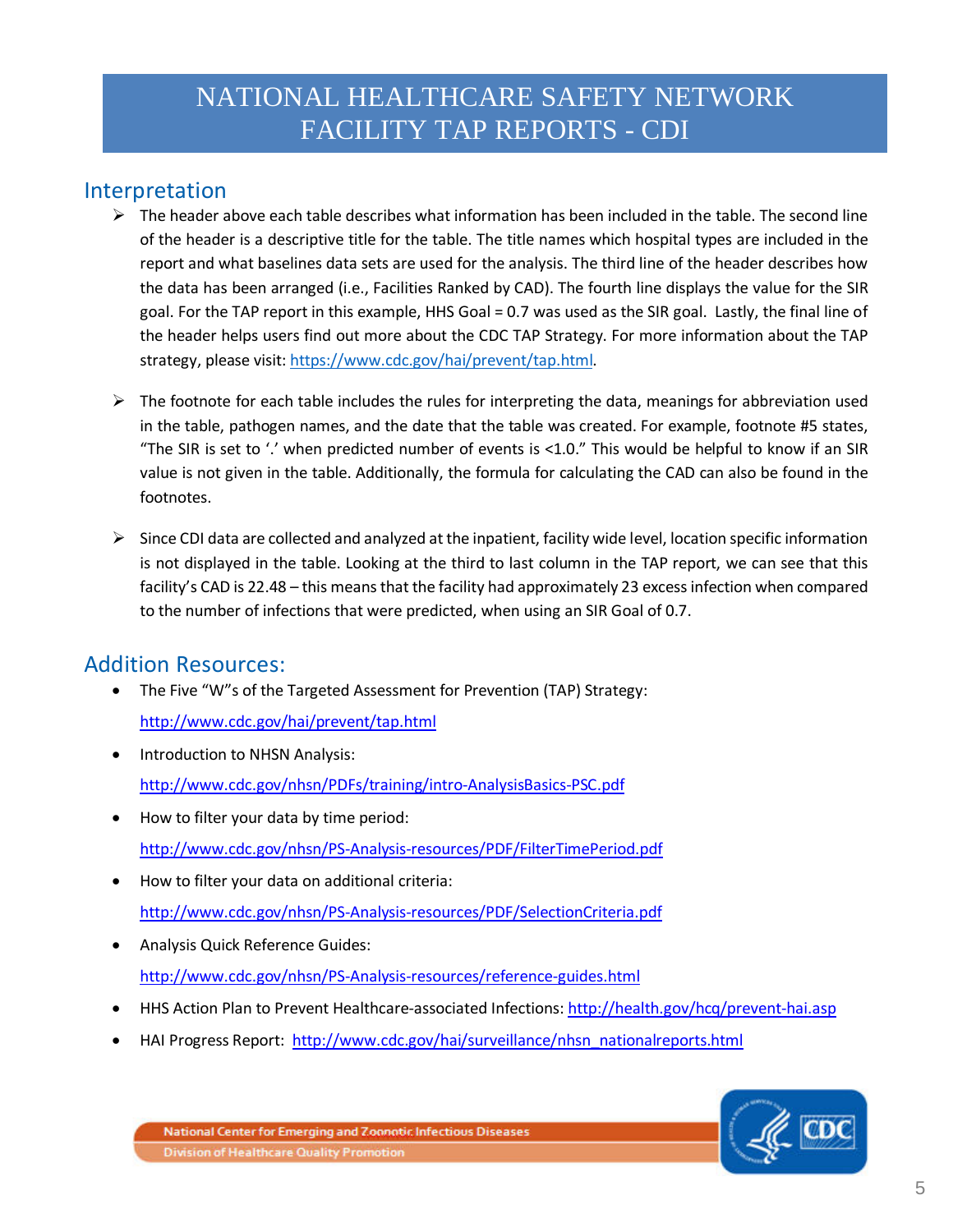# NATIONAL HEALTHCARE SAFETY NETWORK
# FACILITY TAP REPORTS - CDI

## Interpretation

- The header above each table describes what information has been included in the table. The second line of the header is a descriptive title for the table. The title names which hospital types are included in the report and what baselines data sets are used for the analysis. The third line of the header describes how the data has been arranged (i.e., Facilities Ranked by CAD). The fourth line displays the value for the SIR goal. For the TAP report in this example, HHS Goal = 0.7 was used as the SIR goal. Lastly, the final line of the header helps users find out more about the CDC TAP Strategy. For more information about the TAP strategy, please visit: https://www.cdc.gov/hai/prevent/tap.html.

- The footnote for each table includes the rules for interpreting the data, meanings for abbreviation used in the table, pathogen names, and the date that the table was created. For example, footnote #5 states, "The SIR is set to '.' when predicted number of events is <1.0." This would be helpful to know if an SIR value is not given in the table. Additionally, the formula for calculating the CAD can also be found in the footnotes.

- Since CDI data are collected and analyzed at the inpatient, facility wide level, location specific information is not displayed in the table. Looking at the third to last column in the TAP report, we can see that this facility's CAD is 22.48 – this means that the facility had approximately 23 excess infection when compared to the number of infections that were predicted, when using an SIR Goal of 0.7.

## Addition Resources:

- The Five "W"s of the Targeted Assessment for Prevention (TAP) Strategy:
  http://www.cdc.gov/hai/prevent/tap.html
- Introduction to NHSN Analysis:
  http://www.cdc.gov/nhsn/PDFs/training/intro-AnalysisBasics-PSC.pdf
- How to filter your data by time period:
  http://www.cdc.gov/nhsn/PS-Analysis-resources/PDF/FilterTimePeriod.pdf
- How to filter your data on additional criteria:
  http://www.cdc.gov/nhsn/PS-Analysis-resources/PDF/SelectionCriteria.pdf
- Analysis Quick Reference Guides:
  http://www.cdc.gov/nhsn/PS-Analysis-resources/reference-guides.html
- HHS Action Plan to Prevent Healthcare-associated Infections: http://health.gov/hcq/prevent-hai.asp
- HAI Progress Report: http://www.cdc.gov/hai/surveillance/nhsn_nationalreports.html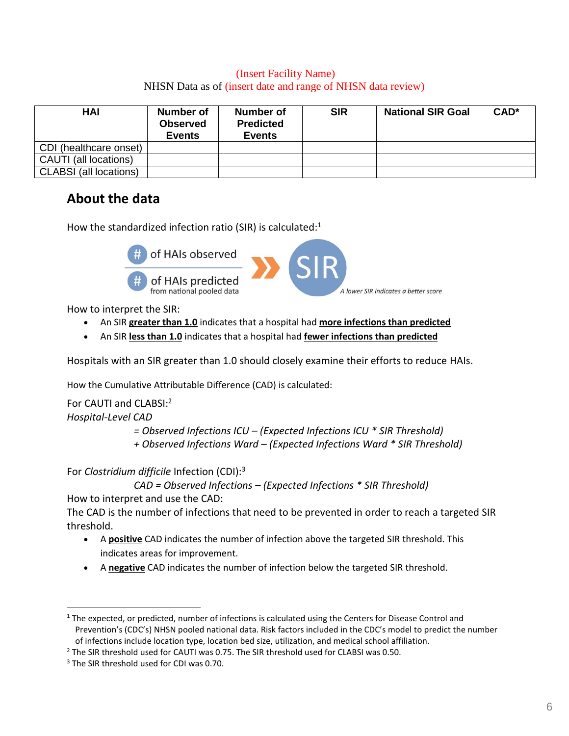(Insert Facility Name)
NHSN Data as of (insert date and range of NHSN data review)

| HAI | Number of Observed Events | Number of Predicted Events | SIR | National SIR Goal | CAD* |
|---|---|---|---|---|---|
| CDI (healthcare onset) | | | | | |
| CAUTI (all locations) | | | | | |
| CLABSI (all locations) | | | | | |

## About the data

How the standardized infection ratio (SIR) is calculated:[1]

# of HAIs observed
# of HAIs predicted
from national pooled data

SIR

*A lower SIR indicates a better score*

How to interpret the SIR:

- An SIR **greater than 1.0** indicates that a hospital had **more infections than predicted**
- An SIR **less than 1.0** indicates that a hospital had **fewer infections than predicted**

Hospitals with an SIR greater than 1.0 should closely examine their efforts to reduce HAIs.

How the Cumulative Attributable Difference (CAD) is calculated:

For CAUTI and CLABSI:[2]
*Hospital-Level CAD*

*= Observed Infections ICU – (Expected Infections ICU * SIR Threshold)*
*+ Observed Infections Ward – (Expected Infections Ward * SIR Threshold)*

For *Clostridium difficile* Infection (CDI):[3]

*CAD = Observed Infections – (Expected Infections * SIR Threshold)*

How to interpret and use the CAD:
The CAD is the number of infections that need to be prevented in order to reach a targeted SIR threshold.

- A **positive** CAD indicates the number of infection above the targeted SIR threshold. This indicates areas for improvement.
- A **negative** CAD indicates the number of infection below the targeted SIR threshold.

---

[1] The expected, or predicted, number of infections is calculated using the Centers for Disease Control and Prevention's (CDC's) NHSN pooled national data. Risk factors included in the CDC's model to predict the number of infections include location type, location bed size, utilization, and medical school affiliation.

[2] The SIR threshold used for CAUTI was 0.75. The SIR threshold used for CLABSI was 0.50.

[3] The SIR threshold used for CDI was 0.70.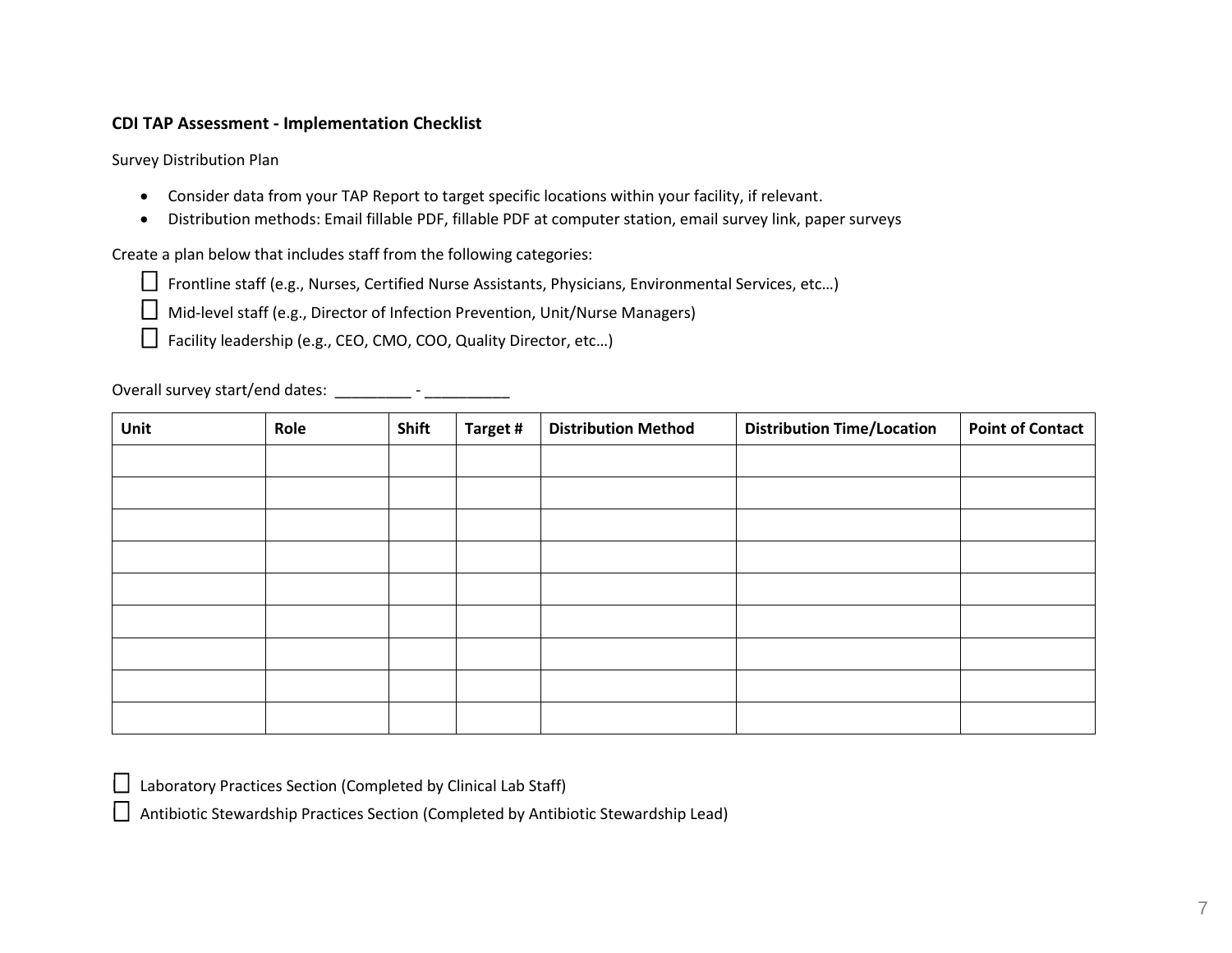**CDI TAP Assessment - Implementation Checklist**

Survey Distribution Plan

- Consider data from your TAP Report to target specific locations within your facility, if relevant.
- Distribution methods: Email fillable PDF, fillable PDF at computer station, email survey link, paper surveys

Create a plan below that includes staff from the following categories:

☐ Frontline staff (e.g., Nurses, Certified Nurse Assistants, Physicians, Environmental Services, etc…)

☐ Mid-level staff (e.g., Director of Infection Prevention, Unit/Nurse Managers)

☐ Facility leadership (e.g., CEO, CMO, COO, Quality Director, etc…)

Overall survey start/end dates: _________ - __________

| Unit | Role | Shift | Target # | Distribution Method | Distribution Time/Location | Point of Contact |
|---|---|---|---|---|---|---|
| | | | | | | |
| | | | | | | |
| | | | | | | |
| | | | | | | |
| | | | | | | |
| | | | | | | |
| | | | | | | |
| | | | | | | |
| | | | | | | |

☐ Laboratory Practices Section (Completed by Clinical Lab Staff)

☐ Antibiotic Stewardship Practices Section (Completed by Antibiotic Stewardship Lead)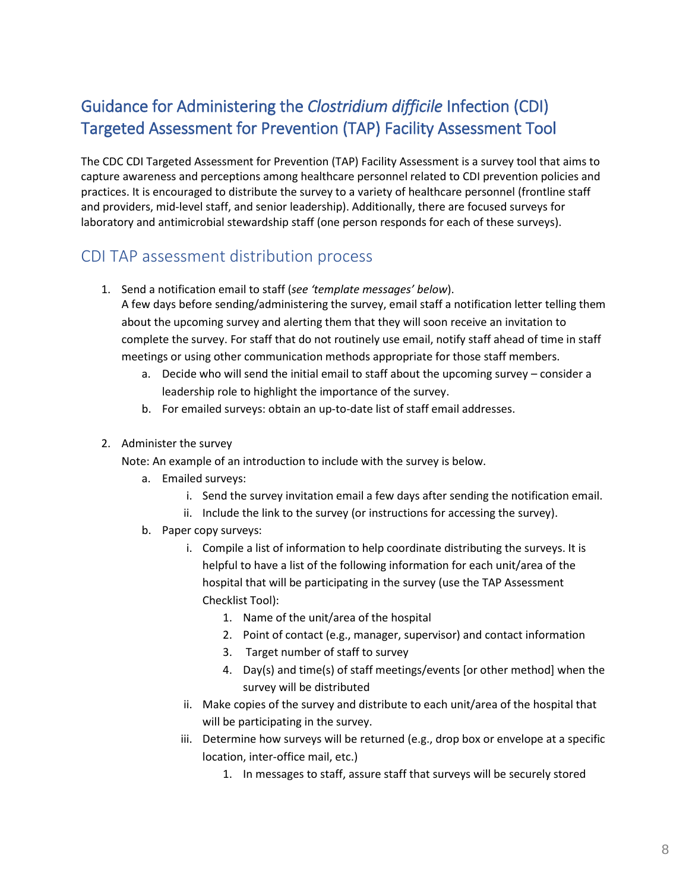## Guidance for Administering the *Clostridium difficile* Infection (CDI) Targeted Assessment for Prevention (TAP) Facility Assessment Tool

The CDC CDI Targeted Assessment for Prevention (TAP) Facility Assessment is a survey tool that aims to capture awareness and perceptions among healthcare personnel related to CDI prevention policies and practices. It is encouraged to distribute the survey to a variety of healthcare personnel (frontline staff and providers, mid-level staff, and senior leadership). Additionally, there are focused surveys for laboratory and antimicrobial stewardship staff (one person responds for each of these surveys).

### CDI TAP assessment distribution process

1. Send a notification email to staff (*see 'template messages' below*).
   A few days before sending/administering the survey, email staff a notification letter telling them about the upcoming survey and alerting them that they will soon receive an invitation to complete the survey. For staff that do not routinely use email, notify staff ahead of time in staff meetings or using other communication methods appropriate for those staff members.
   a. Decide who will send the initial email to staff about the upcoming survey – consider a leadership role to highlight the importance of the survey.
   b. For emailed surveys: obtain an up-to-date list of staff email addresses.

2. Administer the survey
   Note: An example of an introduction to include with the survey is below.
   a. Emailed surveys:
      i. Send the survey invitation email a few days after sending the notification email.
      ii. Include the link to the survey (or instructions for accessing the survey).
   b. Paper copy surveys:
      i. Compile a list of information to help coordinate distributing the surveys. It is helpful to have a list of the following information for each unit/area of the hospital that will be participating in the survey (use the TAP Assessment Checklist Tool):
         1. Name of the unit/area of the hospital
         2. Point of contact (e.g., manager, supervisor) and contact information
         3. Target number of staff to survey
         4. Day(s) and time(s) of staff meetings/events [or other method] when the survey will be distributed
      ii. Make copies of the survey and distribute to each unit/area of the hospital that will be participating in the survey.
      iii. Determine how surveys will be returned (e.g., drop box or envelope at a specific location, inter-office mail, etc.)
         1. In messages to staff, assure staff that surveys will be securely stored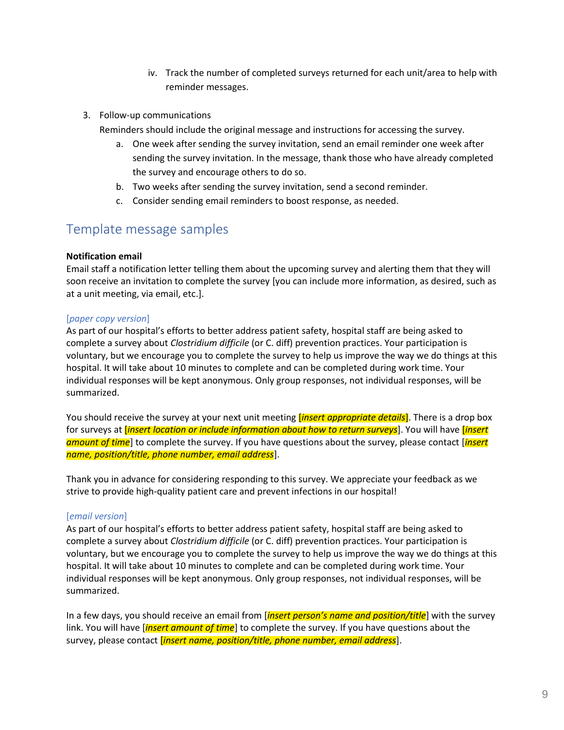iv. Track the number of completed surveys returned for each unit/area to help with reminder messages.

3. Follow-up communications

   Reminders should include the original message and instructions for accessing the survey.

   a. One week after sending the survey invitation, send an email reminder one week after sending the survey invitation. In the message, thank those who have already completed the survey and encourage others to do so.
   b. Two weeks after sending the survey invitation, send a second reminder.
   c. Consider sending email reminders to boost response, as needed.

## Template message samples

**Notification email**

Email staff a notification letter telling them about the upcoming survey and alerting them that they will soon receive an invitation to complete the survey [you can include more information, as desired, such as at a unit meeting, via email, etc.].

[*paper copy version*]

As part of our hospital's efforts to better address patient safety, hospital staff are being asked to complete a survey about *Clostridium difficile* (or C. diff) prevention practices. Your participation is voluntary, but we encourage you to complete the survey to help us improve the way we do things at this hospital. It will take about 10 minutes to complete and can be completed during work time. Your individual responses will be kept anonymous. Only group responses, not individual responses, will be summarized.

You should receive the survey at your next unit meeting [*insert appropriate details*]. There is a drop box for surveys at [*insert location or include information about how to return surveys*]. You will have [*insert amount of time*] to complete the survey. If you have questions about the survey, please contact [*insert name, position/title, phone number, email address*].

Thank you in advance for considering responding to this survey. We appreciate your feedback as we strive to provide high-quality patient care and prevent infections in our hospital!

[*email version*]

As part of our hospital's efforts to better address patient safety, hospital staff are being asked to complete a survey about *Clostridium difficile* (or C. diff) prevention practices. Your participation is voluntary, but we encourage you to complete the survey to help us improve the way we do things at this hospital. It will take about 10 minutes to complete and can be completed during work time. Your individual responses will be kept anonymous. Only group responses, not individual responses, will be summarized.

In a few days, you should receive an email from [*insert person's name and position/title*] with the survey link. You will have [*insert amount of time*] to complete the survey. If you have questions about the survey, please contact [*insert name, position/title, phone number, email address*].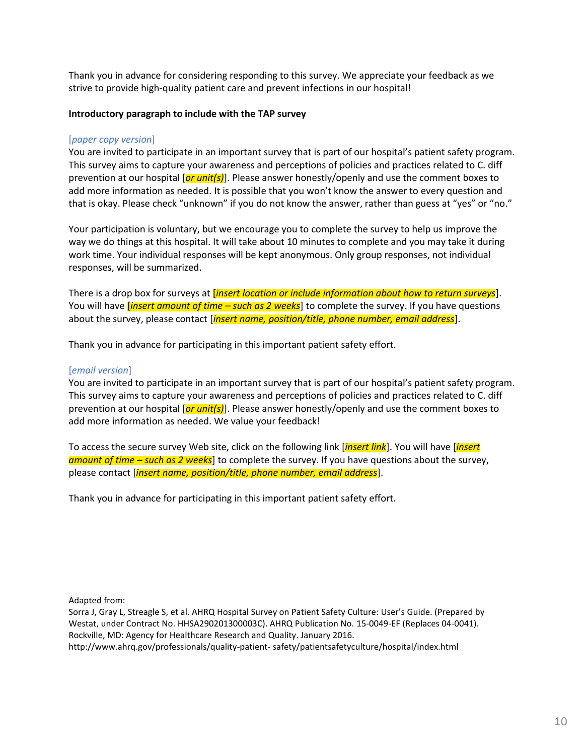Thank you in advance for considering responding to this survey. We appreciate your feedback as we strive to provide high-quality patient care and prevent infections in our hospital!

**Introductory paragraph to include with the TAP survey**

[*paper copy version*]

You are invited to participate in an important survey that is part of our hospital's patient safety program. This survey aims to capture your awareness and perceptions of policies and practices related to C. diff prevention at our hospital [*or unit(s)*]. Please answer honestly/openly and use the comment boxes to add more information as needed. It is possible that you won't know the answer to every question and that is okay. Please check "unknown" if you do not know the answer, rather than guess at "yes" or "no."

Your participation is voluntary, but we encourage you to complete the survey to help us improve the way we do things at this hospital. It will take about 10 minutes to complete and you may take it during work time. Your individual responses will be kept anonymous. Only group responses, not individual responses, will be summarized.

There is a drop box for surveys at [*insert location or include information about how to return surveys*]. You will have [*insert amount of time – such as 2 weeks*] to complete the survey. If you have questions about the survey, please contact [*insert name, position/title, phone number, email address*].

Thank you in advance for participating in this important patient safety effort.

[*email version*]

You are invited to participate in an important survey that is part of our hospital's patient safety program. This survey aims to capture your awareness and perceptions of policies and practices related to C. diff prevention at our hospital [*or unit(s)*]. Please answer honestly/openly and use the comment boxes to add more information as needed. We value your feedback!

To access the secure survey Web site, click on the following link [*insert link*]. You will have [*insert amount of time – such as 2 weeks*] to complete the survey. If you have questions about the survey, please contact [*insert name, position/title, phone number, email address*].

Thank you in advance for participating in this important patient safety effort.

Adapted from:
Sorra J, Gray L, Streagle S, et al. AHRQ Hospital Survey on Patient Safety Culture: User's Guide. (Prepared by Westat, under Contract No. HHSA290201300003C). AHRQ Publication No. 15-0049-EF (Replaces 04-0041). Rockville, MD: Agency for Healthcare Research and Quality. January 2016.
http://www.ahrq.gov/professionals/quality-patient- safety/patientsafetyculture/hospital/index.html